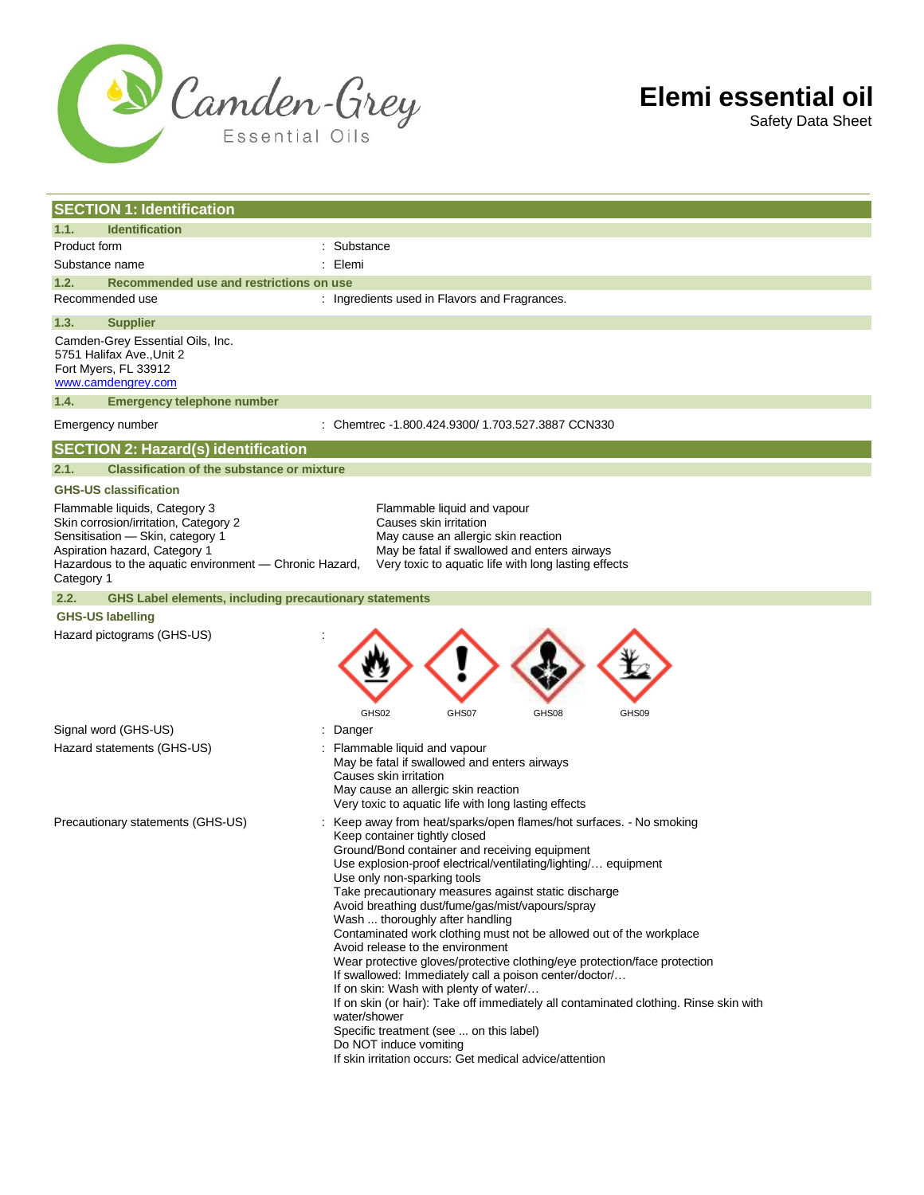# Elemi essential oil

Safety Data Sheet

## SECTION 1: Identification

### 1.1. Identification

| | |
|---|---|
| Product form | : Substance |
| Substance name | : Elemi |

### 1.2. Recommended use and restrictions on use

| | |
|---|---|
| Recommended use | : Ingredients used in Flavors and Fragrances. |

### 1.3. Supplier

Camden-Grey Essential Oils, Inc.
5751 Halifax Ave.,Unit 2
Fort Myers, FL 33912
www.camdengrey.com

### 1.4. Emergency telephone number

| | |
|---|---|
| Emergency number | : Chemtrec -1.800.424.9300/ 1.703.527.3887 CCN330 |

## SECTION 2: Hazard(s) identification

### 2.1. Classification of the substance or mixture

**GHS-US classification**

| | |
|---|---|
| Flammable liquids, Category 3 | Flammable liquid and vapour |
| Skin corrosion/irritation, Category 2 | Causes skin irritation |
| Sensitisation — Skin, category 1 | May cause an allergic skin reaction |
| Aspiration hazard, Category 1 | May be fatal if swallowed and enters airways |
| Hazardous to the aquatic environment — Chronic Hazard, Category 1 | Very toxic to aquatic life with long lasting effects |

### 2.2. GHS Label elements, including precautionary statements

**GHS-US labelling**

Hazard pictograms (GHS-US) :

GHS02 GHS07 GHS08 GHS09

Signal word (GHS-US) : Danger

Hazard statements (GHS-US) :
- Flammable liquid and vapour
- May be fatal if swallowed and enters airways
- Causes skin irritation
- May cause an allergic skin reaction
- Very toxic to aquatic life with long lasting effects

Precautionary statements (GHS-US) :
- Keep away from heat/sparks/open flames/hot surfaces. - No smoking
- Keep container tightly closed
- Ground/Bond container and receiving equipment
- Use explosion-proof electrical/ventilating/lighting/… equipment
- Use only non-sparking tools
- Take precautionary measures against static discharge
- Avoid breathing dust/fume/gas/mist/vapours/spray
- Wash ... thoroughly after handling
- Contaminated work clothing must not be allowed out of the workplace
- Avoid release to the environment
- Wear protective gloves/protective clothing/eye protection/face protection
- If swallowed: Immediately call a poison center/doctor/…
- If on skin: Wash with plenty of water/…
- If on skin (or hair): Take off immediately all contaminated clothing. Rinse skin with water/shower
- Specific treatment (see ... on this label)
- Do NOT induce vomiting
- If skin irritation occurs: Get medical advice/attention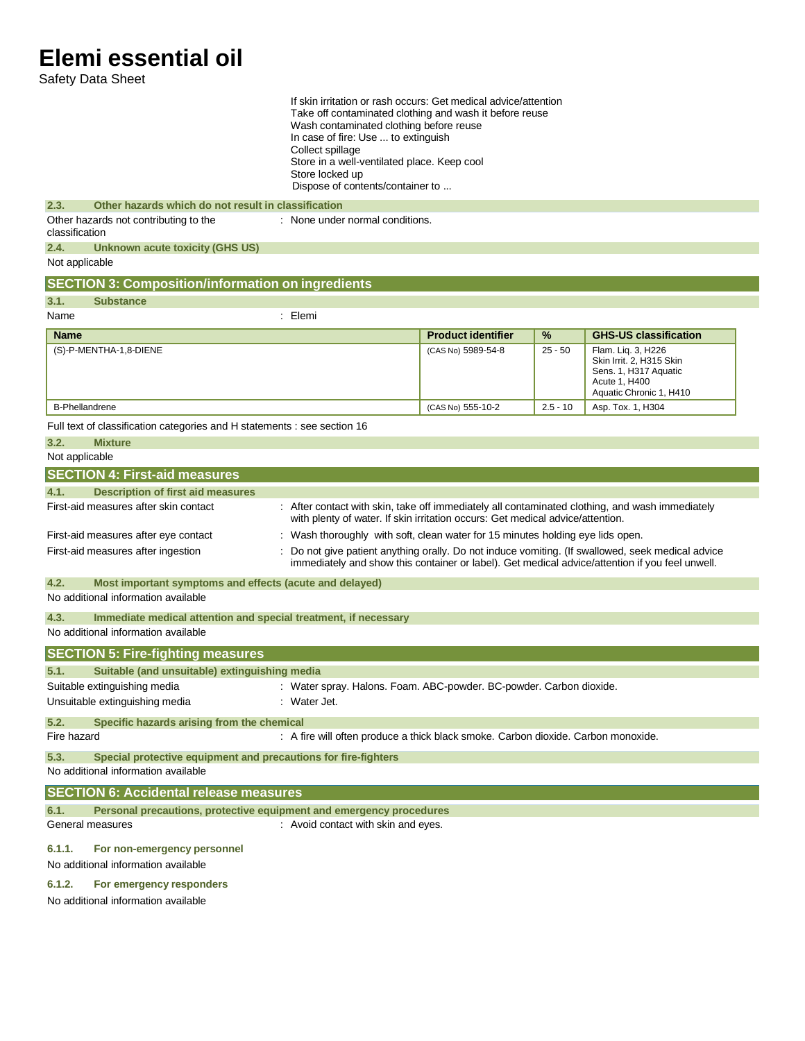If skin irritation or rash occurs: Get medical advice/attention
Take off contaminated clothing and wash it before reuse
Wash contaminated clothing before reuse
In case of fire: Use ... to extinguish
Collect spillage
Store in a well-ventilated place. Keep cool
Store locked up
Dispose of contents/container to ...

### 2.3. Other hazards which do not result in classification

Other hazards not contributing to the classification : None under normal conditions.

### 2.4. Unknown acute toxicity (GHS US)

Not applicable

## SECTION 3: Composition/information on ingredients

### 3.1. Substance

Name : Elemi

| Name | Product identifier | % | GHS-US classification |
|---|---|---|---|
| (S)-P-MENTHA-1,8-DIENE | (CAS No) 5989-54-8 | 25 - 50 | Flam. Liq. 3, H226<br>Skin Irrit. 2, H315 Skin Sens. 1, H317 Aquatic Acute 1, H400<br>Aquatic Chronic 1, H410 |
| B-Phellandrene | (CAS No) 555-10-2 | 2.5 - 10 | Asp. Tox. 1, H304 |

Full text of classification categories and H statements : see section 16

### 3.2. Mixture

Not applicable

## SECTION 4: First-aid measures

### 4.1. Description of first aid measures

First-aid measures after skin contact : After contact with skin, take off immediately all contaminated clothing, and wash immediately with plenty of water. If skin irritation occurs: Get medical advice/attention.

First-aid measures after eye contact : Wash thoroughly with soft, clean water for 15 minutes holding eye lids open.

First-aid measures after ingestion : Do not give patient anything orally. Do not induce vomiting. (If swallowed, seek medical advice immediately and show this container or label). Get medical advice/attention if you feel unwell.

### 4.2. Most important symptoms and effects (acute and delayed)

No additional information available

### 4.3. Immediate medical attention and special treatment, if necessary

No additional information available

## SECTION 5: Fire-fighting measures

### 5.1. Suitable (and unsuitable) extinguishing media

Suitable extinguishing media : Water spray. Halons. Foam. ABC-powder. BC-powder. Carbon dioxide.

Unsuitable extinguishing media : Water Jet.

### 5.2. Specific hazards arising from the chemical

Fire hazard : A fire will often produce a thick black smoke. Carbon dioxide. Carbon monoxide.

### 5.3. Special protective equipment and precautions for fire-fighters

No additional information available

## SECTION 6: Accidental release measures

### 6.1. Personal precautions, protective equipment and emergency procedures

General measures : Avoid contact with skin and eyes.

#### 6.1.1. For non-emergency personnel

No additional information available

#### 6.1.2. For emergency responders

No additional information available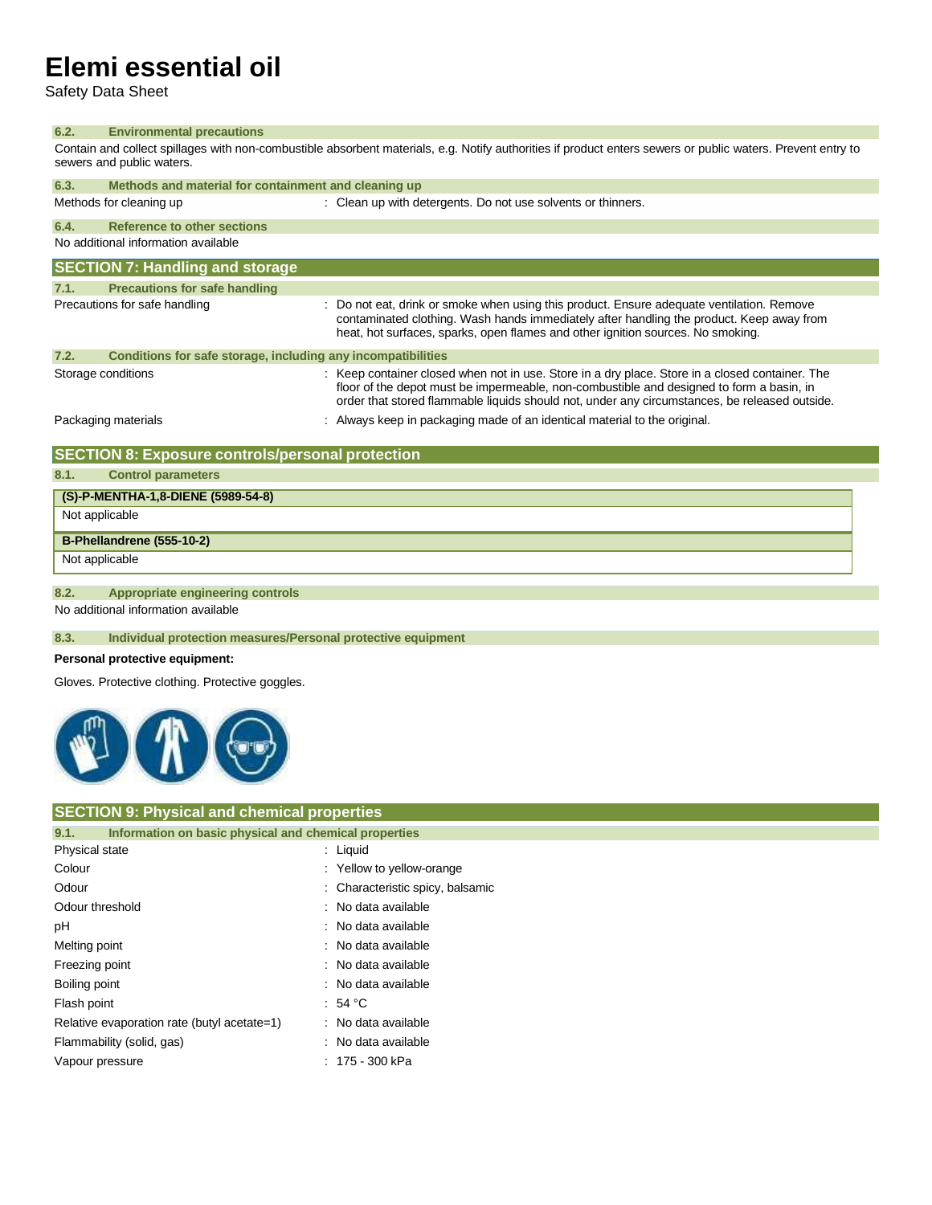#### 6.2. Environmental precautions

Contain and collect spillages with non-combustible absorbent materials, e.g. Notify authorities if product enters sewers or public waters. Prevent entry to sewers and public waters.

#### 6.3. Methods and material for containment and cleaning up

Methods for cleaning up : Clean up with detergents. Do not use solvents or thinners.

#### 6.4. Reference to other sections

No additional information available

## SECTION 7: Handling and storage

#### 7.1. Precautions for safe handling

Precautions for safe handling : Do not eat, drink or smoke when using this product. Ensure adequate ventilation. Remove contaminated clothing. Wash hands immediately after handling the product. Keep away from heat, hot surfaces, sparks, open flames and other ignition sources. No smoking.

#### 7.2. Conditions for safe storage, including any incompatibilities

Storage conditions : Keep container closed when not in use. Store in a dry place. Store in a closed container. The floor of the depot must be impermeable, non-combustible and designed to form a basin, in order that stored flammable liquids should not, under any circumstances, be released outside.

Packaging materials : Always keep in packaging made of an identical material to the original.

## SECTION 8: Exposure controls/personal protection

#### 8.1. Control parameters

| (S)-P-MENTHA-1,8-DIENE (5989-54-8) |
|---|
| Not applicable |

| B-Phellandrene (555-10-2) |
|---|
| Not applicable |

#### 8.2. Appropriate engineering controls

No additional information available

#### 8.3. Individual protection measures/Personal protective equipment

**Personal protective equipment:**

Gloves. Protective clothing. Protective goggles.

## SECTION 9: Physical and chemical properties

#### 9.1. Information on basic physical and chemical properties

| | |
|---|---|
| Physical state | : Liquid |
| Colour | : Yellow to yellow-orange |
| Odour | : Characteristic spicy, balsamic |
| Odour threshold | : No data available |
| pH | : No data available |
| Melting point | : No data available |
| Freezing point | : No data available |
| Boiling point | : No data available |
| Flash point | : 54 °C |
| Relative evaporation rate (butyl acetate=1) | : No data available |
| Flammability (solid, gas) | : No data available |
| Vapour pressure | : 175 - 300 kPa |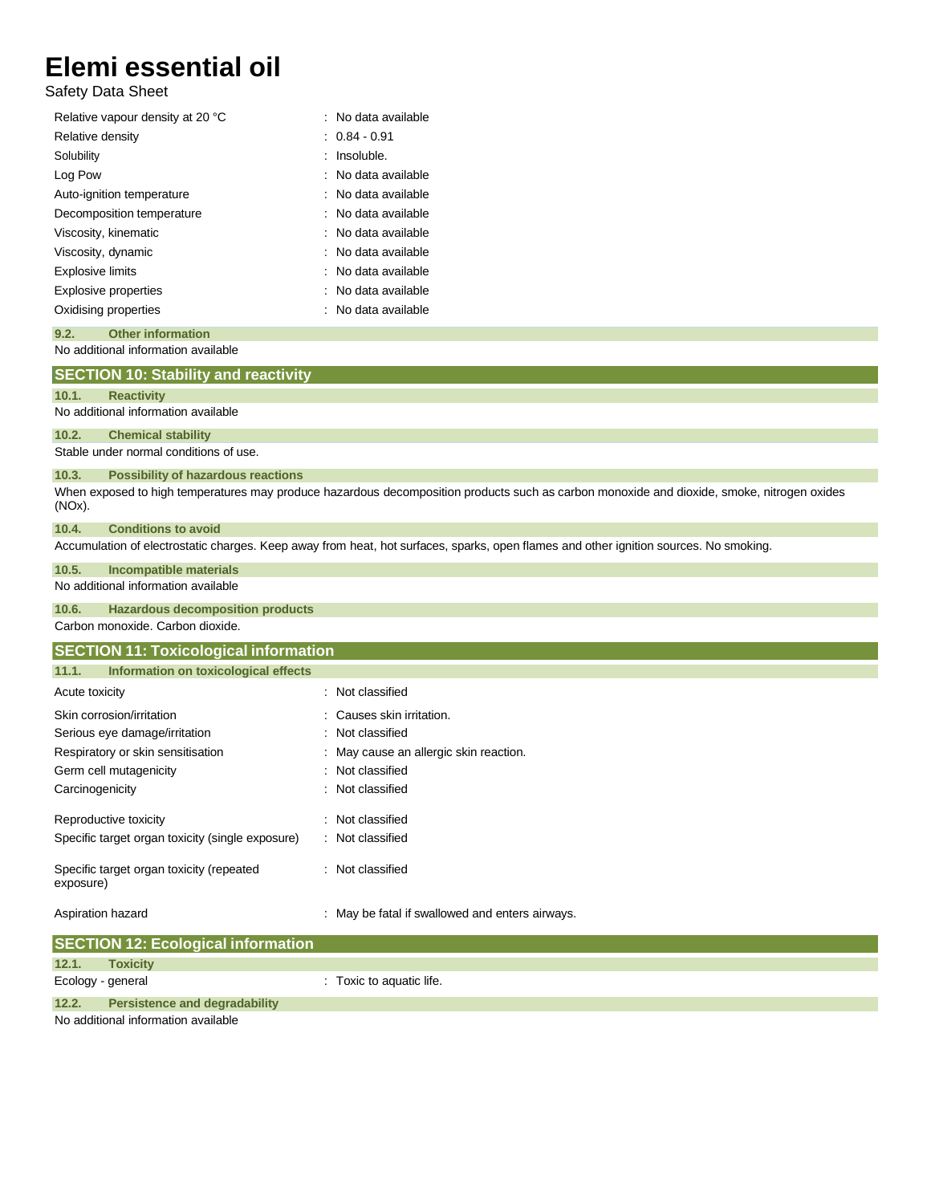| Property | Value |
|---|---|
| Relative vapour density at 20 °C | : No data available |
| Relative density | : 0.84 - 0.91 |
| Solubility | : Insoluble. |
| Log Pow | : No data available |
| Auto-ignition temperature | : No data available |
| Decomposition temperature | : No data available |
| Viscosity, kinematic | : No data available |
| Viscosity, dynamic | : No data available |
| Explosive limits | : No data available |
| Explosive properties | : No data available |
| Oxidising properties | : No data available |

### 9.2. Other information

No additional information available

## SECTION 10: Stability and reactivity

### 10.1. Reactivity

No additional information available

### 10.2. Chemical stability

Stable under normal conditions of use.

### 10.3. Possibility of hazardous reactions

When exposed to high temperatures may produce hazardous decomposition products such as carbon monoxide and dioxide, smoke, nitrogen oxides (NOx).

### 10.4. Conditions to avoid

Accumulation of electrostatic charges. Keep away from heat, hot surfaces, sparks, open flames and other ignition sources. No smoking.

### 10.5. Incompatible materials

No additional information available

### 10.6. Hazardous decomposition products

Carbon monoxide. Carbon dioxide.

## SECTION 11: Toxicological information

### 11.1. Information on toxicological effects

| Effect | Classification |
|---|---|
| Acute toxicity | : Not classified |
| Skin corrosion/irritation | : Causes skin irritation. |
| Serious eye damage/irritation | : Not classified |
| Respiratory or skin sensitisation | : May cause an allergic skin reaction. |
| Germ cell mutagenicity | : Not classified |
| Carcinogenicity | : Not classified |
| Reproductive toxicity | : Not classified |
| Specific target organ toxicity (single exposure) | : Not classified |
| Specific target organ toxicity (repeated exposure) | : Not classified |
| Aspiration hazard | : May be fatal if swallowed and enters airways. |

## SECTION 12: Ecological information

### 12.1. Toxicity

| | |
|---|---|
| Ecology - general | : Toxic to aquatic life. |

### 12.2. Persistence and degradability

No additional information available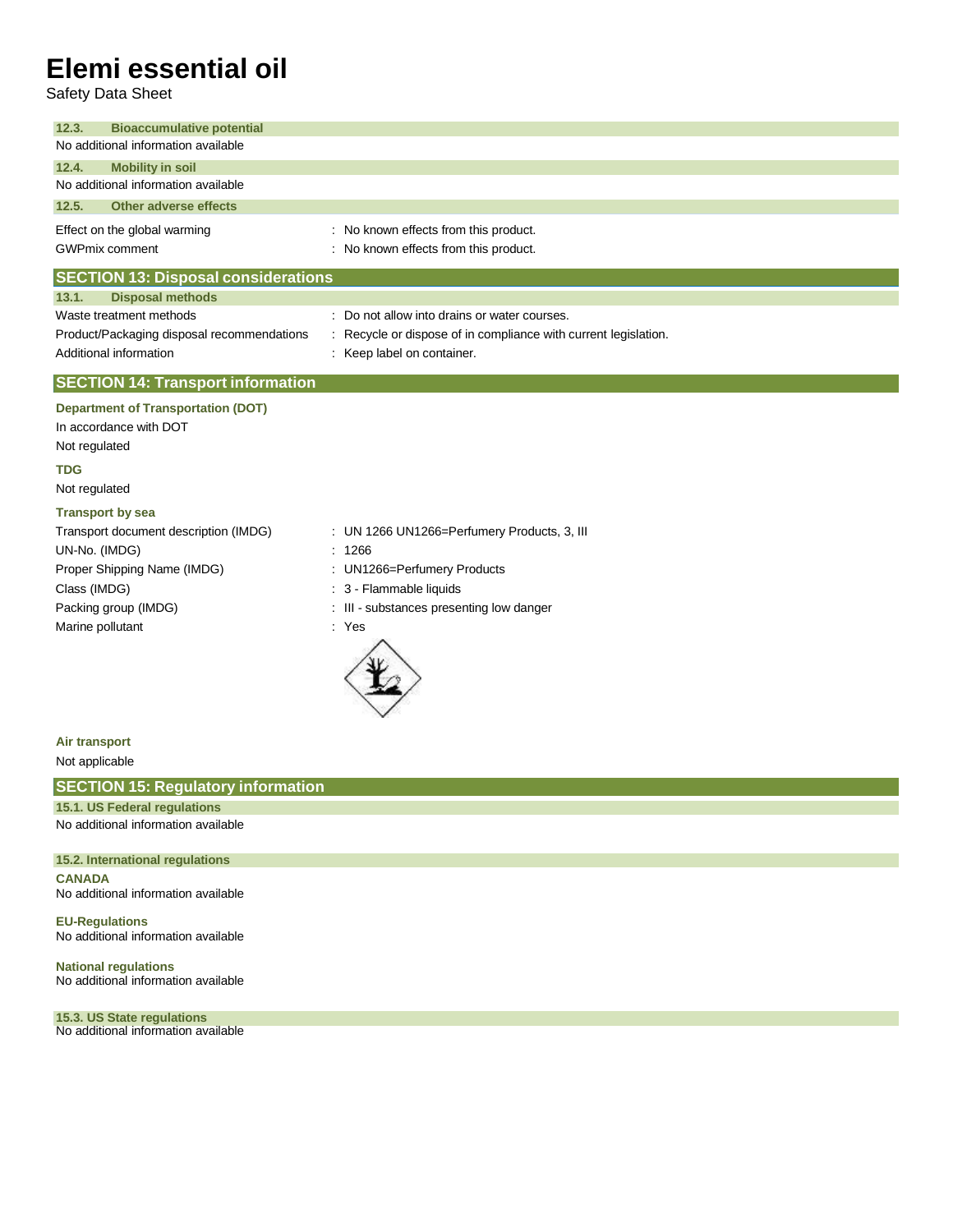### 12.3. Bioaccumulative potential

No additional information available

### 12.4. Mobility in soil

No additional information available

### 12.5. Other adverse effects

Effect on the global warming : No known effects from this product.

GWPmix comment : No known effects from this product.

## SECTION 13: Disposal considerations

### 13.1. Disposal methods

Waste treatment methods : Do not allow into drains or water courses.

Product/Packaging disposal recommendations : Recycle or dispose of in compliance with current legislation.

Additional information : Keep label on container.

## SECTION 14: Transport information

**Department of Transportation (DOT)**

In accordance with DOT

Not regulated

**TDG**

Not regulated

**Transport by sea**

Transport document description (IMDG) : UN 1266 UN1266=Perfumery Products, 3, III

UN-No. (IMDG) : 1266

Proper Shipping Name (IMDG) : UN1266=Perfumery Products

Class (IMDG) : 3 - Flammable liquids

Packing group (IMDG) : III - substances presenting low danger

Marine pollutant : Yes

**Air transport**

Not applicable

## SECTION 15: Regulatory information

### 15.1. US Federal regulations

No additional information available

### 15.2. International regulations

**CANADA**

No additional information available

**EU-Regulations**

No additional information available

**National regulations**

No additional information available

### 15.3. US State regulations

No additional information available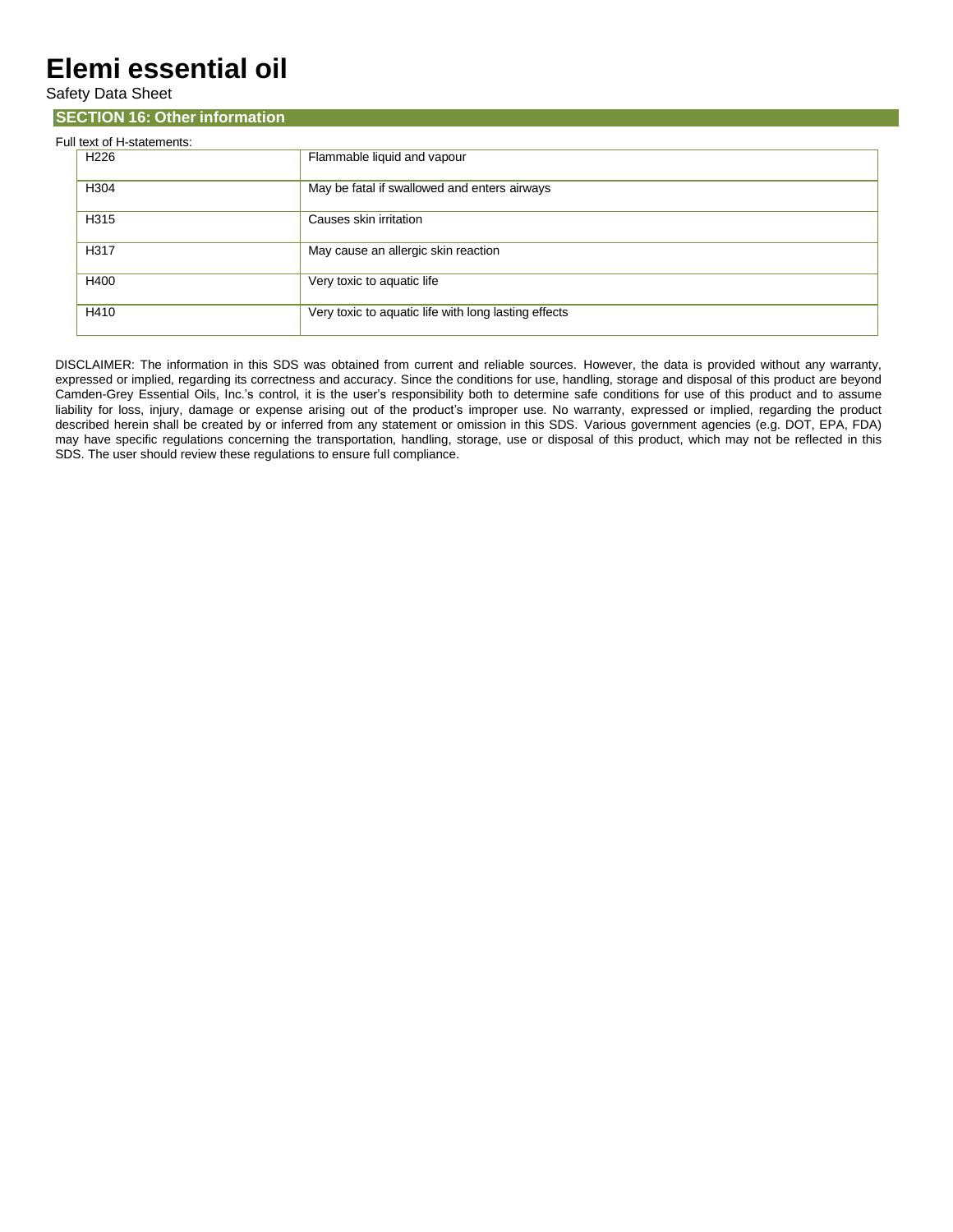# Elemi essential oil

Safety Data Sheet

## SECTION 16: Other information

Full text of H-statements:

| | |
|---|---|
| H226 | Flammable liquid and vapour |
| H304 | May be fatal if swallowed and enters airways |
| H315 | Causes skin irritation |
| H317 | May cause an allergic skin reaction |
| H400 | Very toxic to aquatic life |
| H410 | Very toxic to aquatic life with long lasting effects |

DISCLAIMER: The information in this SDS was obtained from current and reliable sources. However, the data is provided without any warranty, expressed or implied, regarding its correctness and accuracy. Since the conditions for use, handling, storage and disposal of this product are beyond Camden-Grey Essential Oils, Inc.'s control, it is the user's responsibility both to determine safe conditions for use of this product and to assume liability for loss, injury, damage or expense arising out of the product's improper use. No warranty, expressed or implied, regarding the product described herein shall be created by or inferred from any statement or omission in this SDS. Various government agencies (e.g. DOT, EPA, FDA) may have specific regulations concerning the transportation, handling, storage, use or disposal of this product, which may not be reflected in this SDS. The user should review these regulations to ensure full compliance.